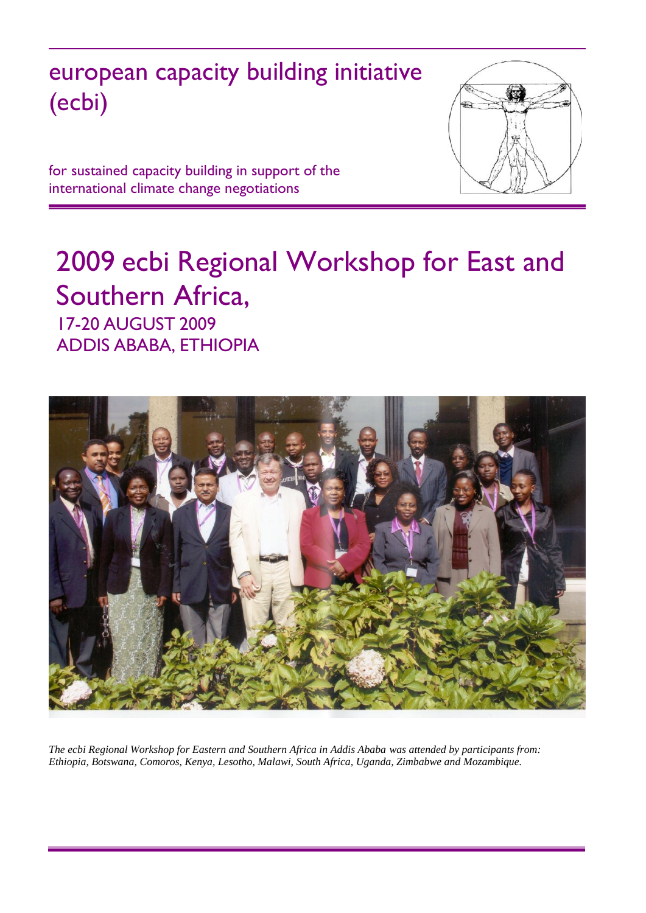# european capacity building initiative (ecbi)

for sustained capacity building in support of the international climate change negotiations

# 2009 ecbi Regional Workshop for East and Southern Africa,

17-20 AUGUST 2009
ADDIS ABABA, ETHIOPIA

*The ecbi Regional Workshop for Eastern and Southern Africa in Addis Ababa was attended by participants from: Ethiopia, Botswana, Comoros, Kenya, Lesotho, Malawi, South Africa, Uganda, Zimbabwe and Mozambique.*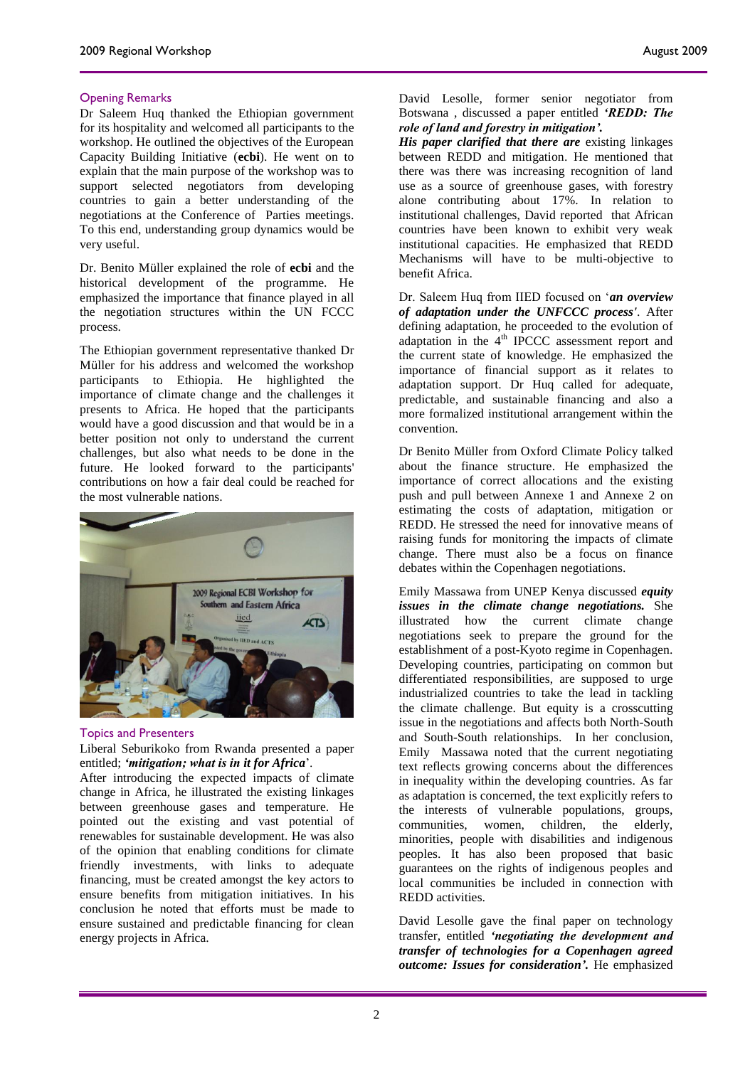## Opening Remarks

Dr Saleem Huq thanked the Ethiopian government for its hospitality and welcomed all participants to the workshop. He outlined the objectives of the European Capacity Building Initiative (**ecbi**). He went on to explain that the main purpose of the workshop was to support selected negotiators from developing countries to gain a better understanding of the negotiations at the Conference of Parties meetings. To this end, understanding group dynamics would be very useful.

Dr. Benito Müller explained the role of **ecbi** and the historical development of the programme. He emphasized the importance that finance played in all the negotiation structures within the UN FCCC process.

The Ethiopian government representative thanked Dr Müller for his address and welcomed the workshop participants to Ethiopia. He highlighted the importance of climate change and the challenges it presents to Africa. He hoped that the participants would have a good discussion and that would be in a better position not only to understand the current challenges, but also what needs to be done in the future. He looked forward to the participants' contributions on how a fair deal could be reached for the most vulnerable nations.

## Topics and Presenters

Liberal Seburikoko from Rwanda presented a paper entitled; ***'mitigation; what is in it for Africa***'.
After introducing the expected impacts of climate change in Africa, he illustrated the existing linkages between greenhouse gases and temperature. He pointed out the existing and vast potential of renewables for sustainable development. He was also of the opinion that enabling conditions for climate friendly investments, with links to adequate financing, must be created amongst the key actors to ensure benefits from mitigation initiatives. In his conclusion he noted that efforts must be made to ensure sustained and predictable financing for clean energy projects in Africa.

David Lesolle, former senior negotiator from Botswana , discussed a paper entitled ***'REDD: The role of land and forestry in mitigation'.***
***His paper clarified that there are*** existing linkages between REDD and mitigation. He mentioned that there was there was increasing recognition of land use as a source of greenhouse gases, with forestry alone contributing about 17%. In relation to institutional challenges, David reported that African countries have been known to exhibit very weak institutional capacities. He emphasized that REDD Mechanisms will have to be multi-objective to benefit Africa.

Dr. Saleem Huq from IIED focused on '***an overview of adaptation under the UNFCCC process'***. After defining adaptation, he proceeded to the evolution of adaptation in the 4th IPCCC assessment report and the current state of knowledge. He emphasized the importance of financial support as it relates to adaptation support. Dr Huq called for adequate, predictable, and sustainable financing and also a more formalized institutional arrangement within the convention.

Dr Benito Müller from Oxford Climate Policy talked about the finance structure. He emphasized the importance of correct allocations and the existing push and pull between Annexe 1 and Annexe 2 on estimating the costs of adaptation, mitigation or REDD. He stressed the need for innovative means of raising funds for monitoring the impacts of climate change. There must also be a focus on finance debates within the Copenhagen negotiations.

Emily Massawa from UNEP Kenya discussed ***equity issues in the climate change negotiations.*** She illustrated how the current climate change negotiations seek to prepare the ground for the establishment of a post-Kyoto regime in Copenhagen. Developing countries, participating on common but differentiated responsibilities, are supposed to urge industrialized countries to take the lead in tackling the climate challenge. But equity is a crosscutting issue in the negotiations and affects both North-South and South-South relationships. In her conclusion, Emily Massawa noted that the current negotiating text reflects growing concerns about the differences in inequality within the developing countries. As far as adaptation is concerned, the text explicitly refers to the interests of vulnerable populations, groups, communities, women, children, the elderly, minorities, people with disabilities and indigenous peoples. It has also been proposed that basic guarantees on the rights of indigenous peoples and local communities be included in connection with REDD activities.

David Lesolle gave the final paper on technology transfer, entitled ***'negotiating the development and transfer of technologies for a Copenhagen agreed outcome: Issues for consideration'.*** He emphasized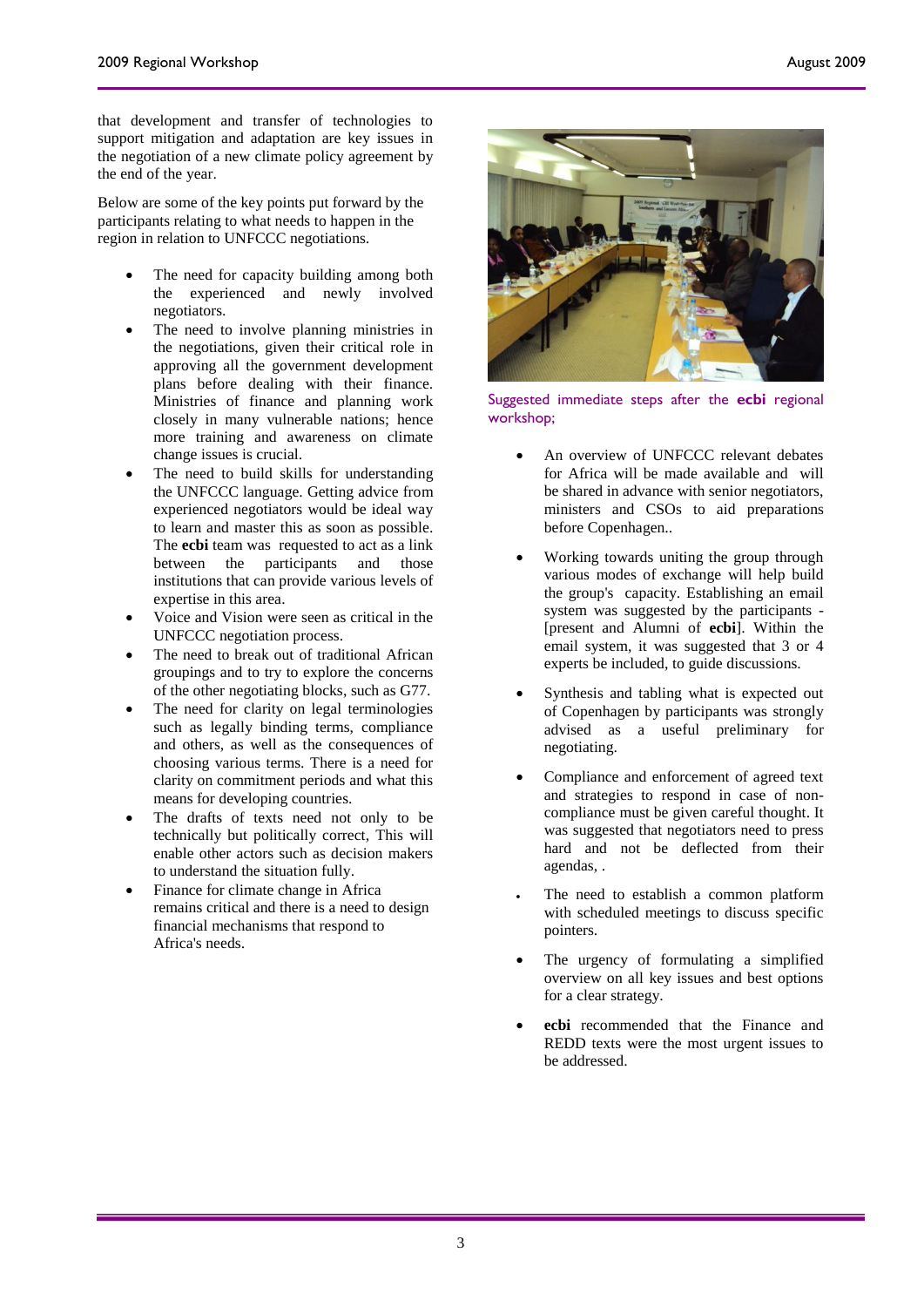that development and transfer of technologies to support mitigation and adaptation are key issues in the negotiation of a new climate policy agreement by the end of the year.

Below are some of the key points put forward by the participants relating to what needs to happen in the region in relation to UNFCCC negotiations.

- The need for capacity building among both the experienced and newly involved negotiators.
- The need to involve planning ministries in the negotiations, given their critical role in approving all the government development plans before dealing with their finance. Ministries of finance and planning work closely in many vulnerable nations; hence more training and awareness on climate change issues is crucial.
- The need to build skills for understanding the UNFCCC language. Getting advice from experienced negotiators would be ideal way to learn and master this as soon as possible. The **ecbi** team was requested to act as a link between the participants and those institutions that can provide various levels of expertise in this area.
- Voice and Vision were seen as critical in the UNFCCC negotiation process.
- The need to break out of traditional African groupings and to try to explore the concerns of the other negotiating blocks, such as G77.
- The need for clarity on legal terminologies such as legally binding terms, compliance and others, as well as the consequences of choosing various terms. There is a need for clarity on commitment periods and what this means for developing countries.
- The drafts of texts need not only to be technically but politically correct, This will enable other actors such as decision makers to understand the situation fully.
- Finance for climate change in Africa remains critical and there is a need to design financial mechanisms that respond to Africa's needs.

Suggested immediate steps after the **ecbi** regional workshop;

- An overview of UNFCCC relevant debates for Africa will be made available and will be shared in advance with senior negotiators, ministers and CSOs to aid preparations before Copenhagen..
- Working towards uniting the group through various modes of exchange will help build the group's capacity. Establishing an email system was suggested by the participants - [present and Alumni of **ecbi**]. Within the email system, it was suggested that 3 or 4 experts be included, to guide discussions.
- Synthesis and tabling what is expected out of Copenhagen by participants was strongly advised as a useful preliminary for negotiating.
- Compliance and enforcement of agreed text and strategies to respond in case of non-compliance must be given careful thought. It was suggested that negotiators need to press hard and not be deflected from their agendas, .
- The need to establish a common platform with scheduled meetings to discuss specific pointers.
- The urgency of formulating a simplified overview on all key issues and best options for a clear strategy.
- **ecbi** recommended that the Finance and REDD texts were the most urgent issues to be addressed.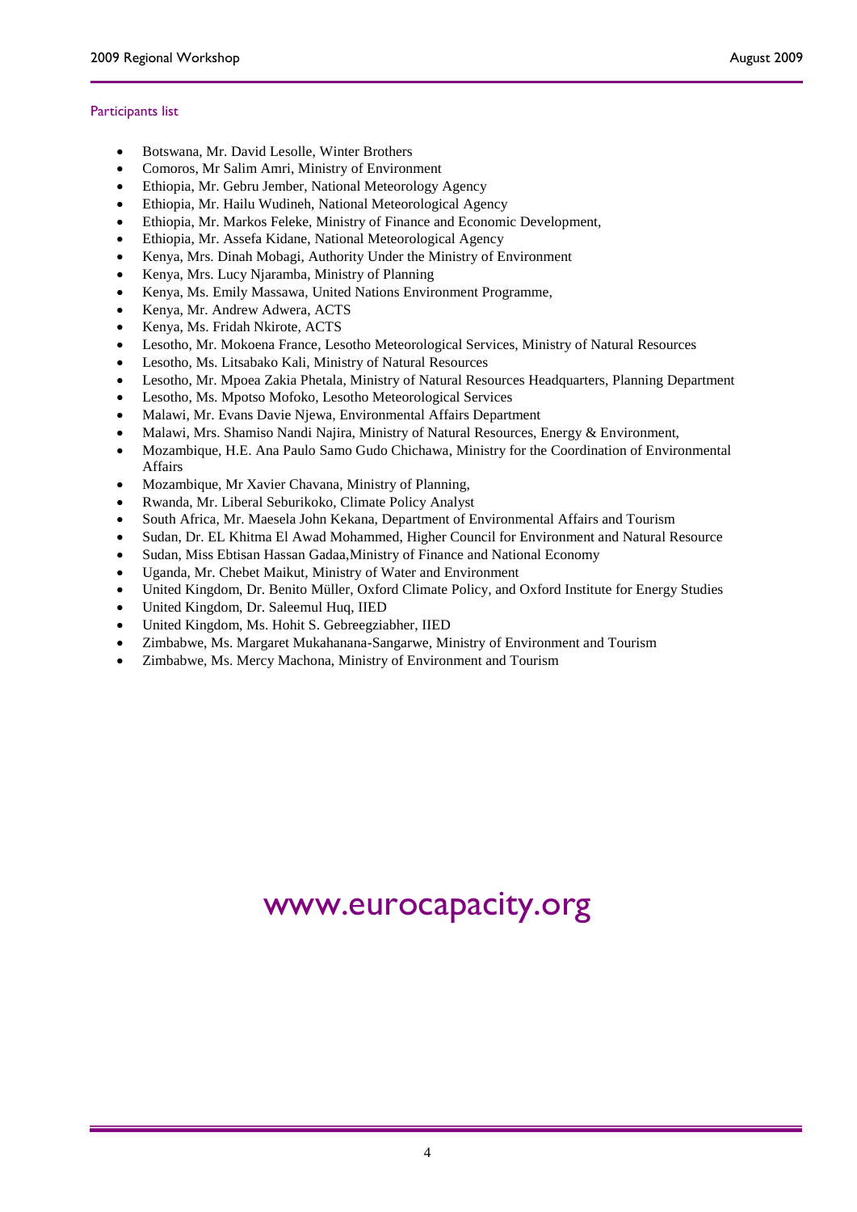## Participants list

- Botswana, Mr. David Lesolle, Winter Brothers
- Comoros, Mr Salim Amri, Ministry of Environment
- Ethiopia, Mr. Gebru Jember, National Meteorology Agency
- Ethiopia, Mr. Hailu Wudineh, National Meteorological Agency
- Ethiopia, Mr. Markos Feleke, Ministry of Finance and Economic Development,
- Ethiopia, Mr. Assefa Kidane, National Meteorological Agency
- Kenya, Mrs. Dinah Mobagi, Authority Under the Ministry of Environment
- Kenya, Mrs. Lucy Njaramba, Ministry of Planning
- Kenya, Ms. Emily Massawa, United Nations Environment Programme,
- Kenya, Mr. Andrew Adwera, ACTS
- Kenya, Ms. Fridah Nkirote, ACTS
- Lesotho, Mr. Mokoena France, Lesotho Meteorological Services, Ministry of Natural Resources
- Lesotho, Ms. Litsabako Kali, Ministry of Natural Resources
- Lesotho, Mr. Mpoea Zakia Phetala, Ministry of Natural Resources Headquarters, Planning Department
- Lesotho, Ms. Mpotso Mofoko, Lesotho Meteorological Services
- Malawi, Mr. Evans Davie Njewa, Environmental Affairs Department
- Malawi, Mrs. Shamiso Nandi Najira, Ministry of Natural Resources, Energy & Environment,
- Mozambique, H.E. Ana Paulo Samo Gudo Chichawa, Ministry for the Coordination of Environmental Affairs
- Mozambique, Mr Xavier Chavana, Ministry of Planning,
- Rwanda, Mr. Liberal Seburikoko, Climate Policy Analyst
- South Africa, Mr. Maesela John Kekana, Department of Environmental Affairs and Tourism
- Sudan, Dr. EL Khitma El Awad Mohammed, Higher Council for Environment and Natural Resource
- Sudan, Miss Ebtisan Hassan Gadaa,Ministry of Finance and National Economy
- Uganda, Mr. Chebet Maikut, Ministry of Water and Environment
- United Kingdom, Dr. Benito Müller, Oxford Climate Policy, and Oxford Institute for Energy Studies
- United Kingdom, Dr. Saleemul Huq, IIED
- United Kingdom, Ms. Hohit S. Gebreegziabher, IIED
- Zimbabwe, Ms. Margaret Mukahanana-Sangarwe, Ministry of Environment and Tourism
- Zimbabwe, Ms. Mercy Machona, Ministry of Environment and Tourism

www.eurocapacity.org